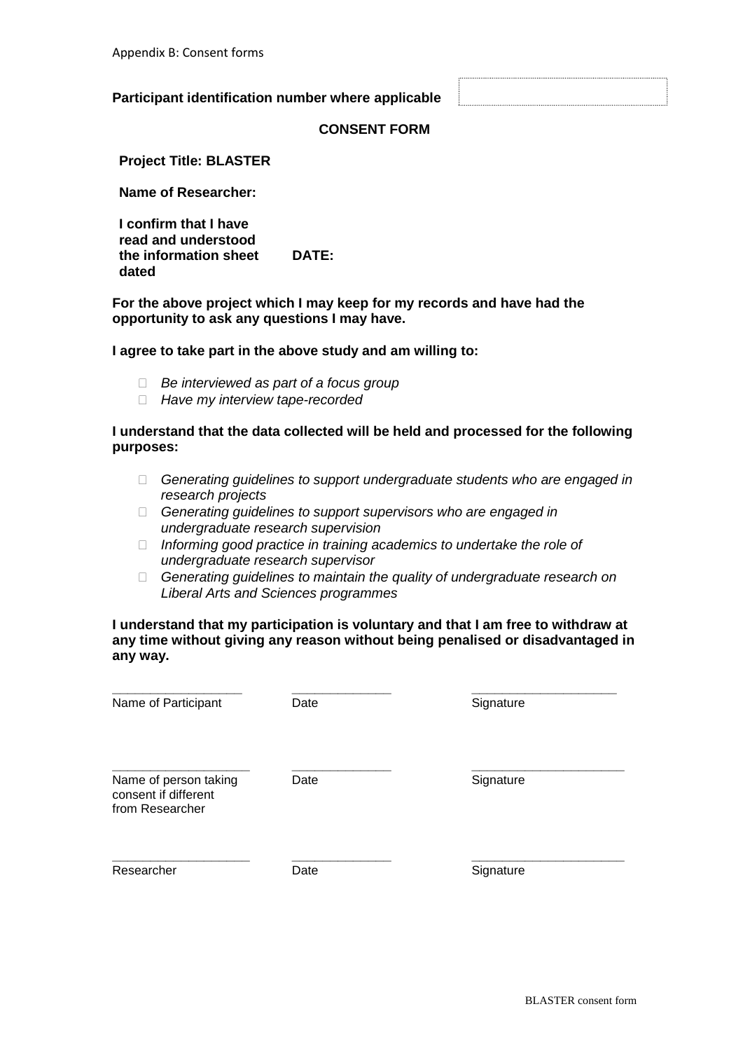Appendix B: Consent forms

**Participant identification number where applicable**

**CONSENT FORM**

**Project Title: BLASTER**

**Name of Researcher:**

**I confirm that I have read and understood the information sheet dated** **DATE:**

**For the above project which I may keep for my records and have had the opportunity to ask any questions I may have.**

**I agree to take part in the above study and am willing to:**

- *Be interviewed as part of a focus group*
- *Have my interview tape-recorded*

**I understand that the data collected will be held and processed for the following purposes:**

- *Generating guidelines to support undergraduate students who are engaged in research projects*
- *Generating guidelines to support supervisors who are engaged in undergraduate research supervision*
- *Informing good practice in training academics to undertake the role of undergraduate research supervisor*
- *Generating guidelines to maintain the quality of undergraduate research on Liberal Arts and Sciences programmes*

**I understand that my participation is voluntary and that I am free to withdraw at any time without giving any reason without being penalised or disadvantaged in any way.**

| ___________________ | _______________ | _____________________ |
|---|---|---|
| Name of Participant | Date | Signature |
| | | |
| ___________________ | _______________ | _____________________ |
| Name of person taking consent if different from Researcher | Date | Signature |
| | | |
| ___________________ | _______________ | _____________________ |
| Researcher | Date | Signature |

BLASTER consent form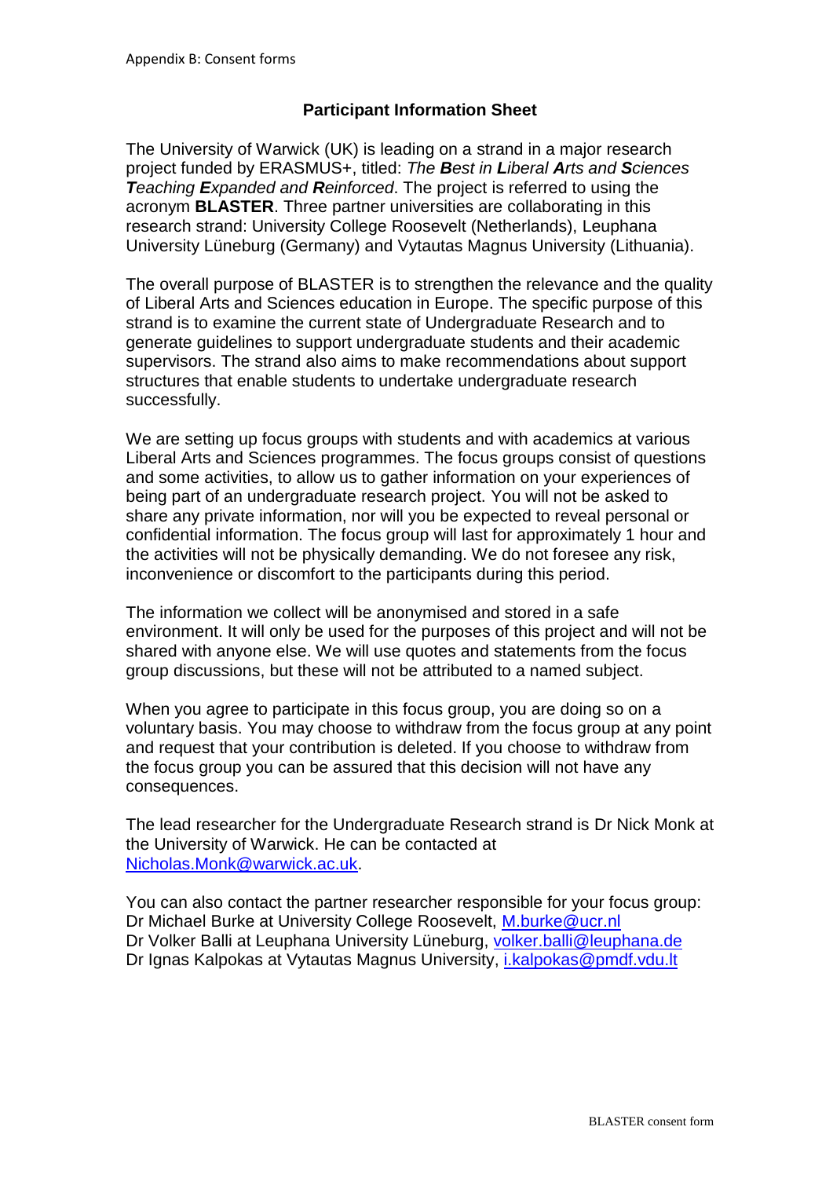Appendix B: Consent forms

## Participant Information Sheet

The University of Warwick (UK) is leading on a strand in a major research project funded by ERASMUS+, titled: *The **B**est in **L**iberal **A**rts and **S**ciences **T**eaching **E**xpanded and **R**einforced*. The project is referred to using the acronym **BLASTER**. Three partner universities are collaborating in this research strand: University College Roosevelt (Netherlands), Leuphana University Lüneburg (Germany) and Vytautas Magnus University (Lithuania).

The overall purpose of BLASTER is to strengthen the relevance and the quality of Liberal Arts and Sciences education in Europe. The specific purpose of this strand is to examine the current state of Undergraduate Research and to generate guidelines to support undergraduate students and their academic supervisors. The strand also aims to make recommendations about support structures that enable students to undertake undergraduate research successfully.

We are setting up focus groups with students and with academics at various Liberal Arts and Sciences programmes. The focus groups consist of questions and some activities, to allow us to gather information on your experiences of being part of an undergraduate research project. You will not be asked to share any private information, nor will you be expected to reveal personal or confidential information. The focus group will last for approximately 1 hour and the activities will not be physically demanding. We do not foresee any risk, inconvenience or discomfort to the participants during this period.

The information we collect will be anonymised and stored in a safe environment. It will only be used for the purposes of this project and will not be shared with anyone else. We will use quotes and statements from the focus group discussions, but these will not be attributed to a named subject.

When you agree to participate in this focus group, you are doing so on a voluntary basis. You may choose to withdraw from the focus group at any point and request that your contribution is deleted. If you choose to withdraw from the focus group you can be assured that this decision will not have any consequences.

The lead researcher for the Undergraduate Research strand is Dr Nick Monk at the University of Warwick. He can be contacted at Nicholas.Monk@warwick.ac.uk.

You can also contact the partner researcher responsible for your focus group:
Dr Michael Burke at University College Roosevelt, M.burke@ucr.nl
Dr Volker Balli at Leuphana University Lüneburg, volker.balli@leuphana.de
Dr Ignas Kalpokas at Vytautas Magnus University, i.kalpokas@pmdf.vdu.lt

BLASTER consent form